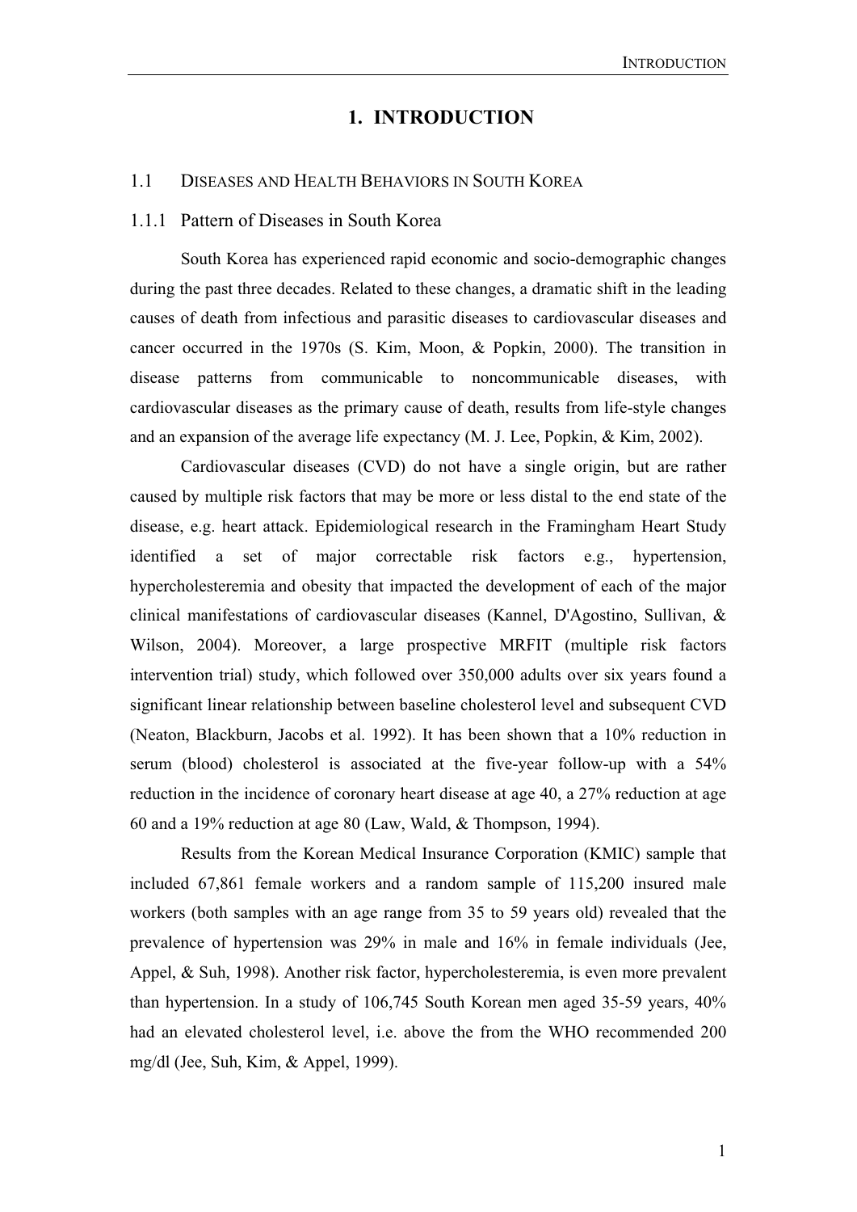# 1. INTRODUCTION

## 1.1 Diseases and Health Behaviors in South Korea

### 1.1.1 Pattern of Diseases in South Korea

South Korea has experienced rapid economic and socio-demographic changes during the past three decades. Related to these changes, a dramatic shift in the leading causes of death from infectious and parasitic diseases to cardiovascular diseases and cancer occurred in the 1970s (S. Kim, Moon, & Popkin, 2000). The transition in disease patterns from communicable to noncommunicable diseases, with cardiovascular diseases as the primary cause of death, results from life-style changes and an expansion of the average life expectancy (M. J. Lee, Popkin, & Kim, 2002).

Cardiovascular diseases (CVD) do not have a single origin, but are rather caused by multiple risk factors that may be more or less distal to the end state of the disease, e.g. heart attack. Epidemiological research in the Framingham Heart Study identified a set of major correctable risk factors e.g., hypertension, hypercholesteremia and obesity that impacted the development of each of the major clinical manifestations of cardiovascular diseases (Kannel, D'Agostino, Sullivan, & Wilson, 2004). Moreover, a large prospective MRFIT (multiple risk factors intervention trial) study, which followed over 350,000 adults over six years found a significant linear relationship between baseline cholesterol level and subsequent CVD (Neaton, Blackburn, Jacobs et al. 1992). It has been shown that a 10% reduction in serum (blood) cholesterol is associated at the five-year follow-up with a 54% reduction in the incidence of coronary heart disease at age 40, a 27% reduction at age 60 and a 19% reduction at age 80 (Law, Wald, & Thompson, 1994).

Results from the Korean Medical Insurance Corporation (KMIC) sample that included 67,861 female workers and a random sample of 115,200 insured male workers (both samples with an age range from 35 to 59 years old) revealed that the prevalence of hypertension was 29% in male and 16% in female individuals (Jee, Appel, & Suh, 1998). Another risk factor, hypercholesteremia, is even more prevalent than hypertension. In a study of 106,745 South Korean men aged 35-59 years, 40% had an elevated cholesterol level, i.e. above the from the WHO recommended 200 mg/dl (Jee, Suh, Kim, & Appel, 1999).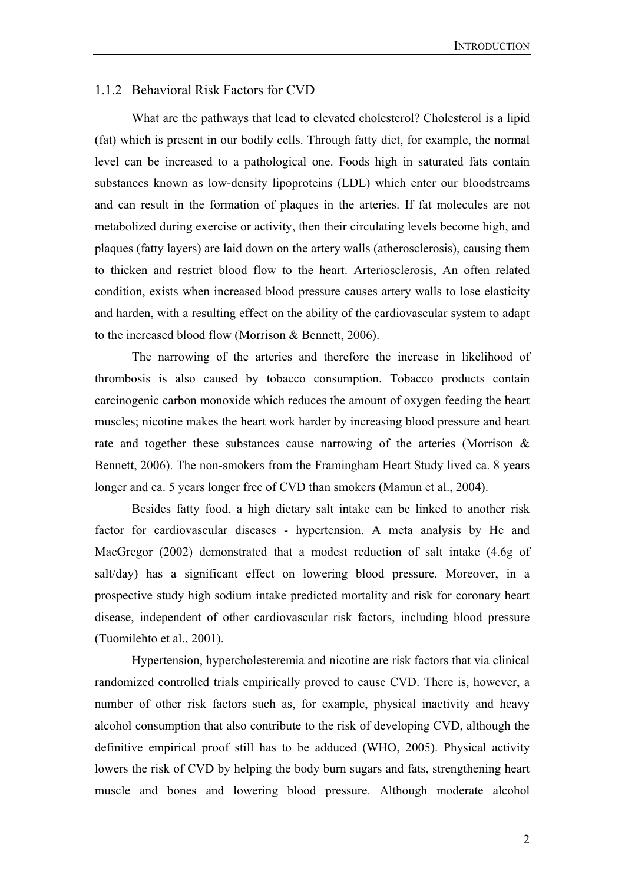### 1.1.2 Behavioral Risk Factors for CVD

What are the pathways that lead to elevated cholesterol? Cholesterol is a lipid (fat) which is present in our bodily cells. Through fatty diet, for example, the normal level can be increased to a pathological one. Foods high in saturated fats contain substances known as low-density lipoproteins (LDL) which enter our bloodstreams and can result in the formation of plaques in the arteries. If fat molecules are not metabolized during exercise or activity, then their circulating levels become high, and plaques (fatty layers) are laid down on the artery walls (atherosclerosis), causing them to thicken and restrict blood flow to the heart. Arteriosclerosis, An often related condition, exists when increased blood pressure causes artery walls to lose elasticity and harden, with a resulting effect on the ability of the cardiovascular system to adapt to the increased blood flow (Morrison & Bennett, 2006).

The narrowing of the arteries and therefore the increase in likelihood of thrombosis is also caused by tobacco consumption. Tobacco products contain carcinogenic carbon monoxide which reduces the amount of oxygen feeding the heart muscles; nicotine makes the heart work harder by increasing blood pressure and heart rate and together these substances cause narrowing of the arteries (Morrison & Bennett, 2006). The non-smokers from the Framingham Heart Study lived ca. 8 years longer and ca. 5 years longer free of CVD than smokers (Mamun et al., 2004).

Besides fatty food, a high dietary salt intake can be linked to another risk factor for cardiovascular diseases - hypertension. A meta analysis by He and MacGregor (2002) demonstrated that a modest reduction of salt intake (4.6g of salt/day) has a significant effect on lowering blood pressure. Moreover, in a prospective study high sodium intake predicted mortality and risk for coronary heart disease, independent of other cardiovascular risk factors, including blood pressure (Tuomilehto et al., 2001).

Hypertension, hypercholesteremia and nicotine are risk factors that via clinical randomized controlled trials empirically proved to cause CVD. There is, however, a number of other risk factors such as, for example, physical inactivity and heavy alcohol consumption that also contribute to the risk of developing CVD, although the definitive empirical proof still has to be adduced (WHO, 2005). Physical activity lowers the risk of CVD by helping the body burn sugars and fats, strengthening heart muscle and bones and lowering blood pressure. Although moderate alcohol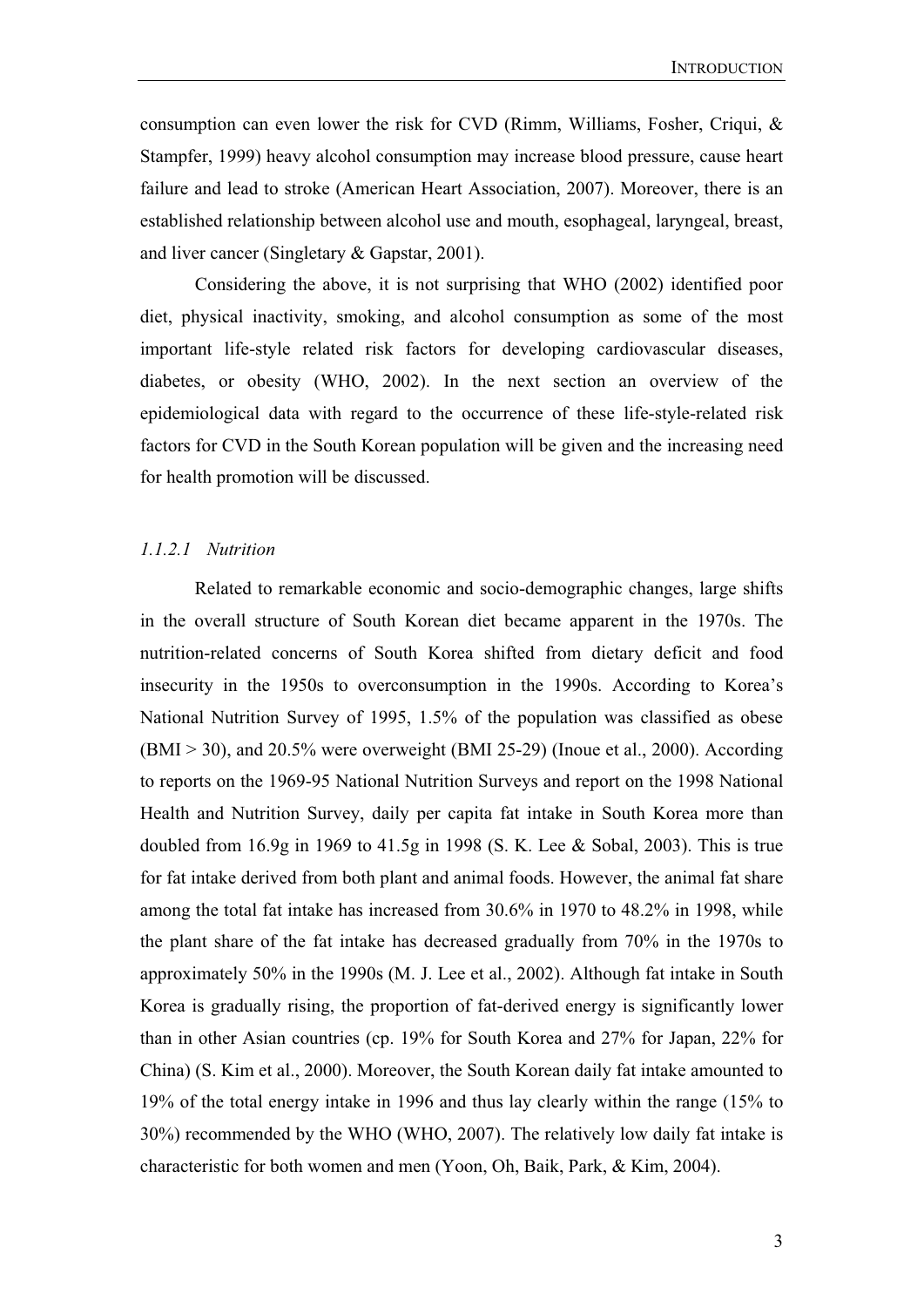consumption can even lower the risk for CVD (Rimm, Williams, Fosher, Criqui, & Stampfer, 1999) heavy alcohol consumption may increase blood pressure, cause heart failure and lead to stroke (American Heart Association, 2007). Moreover, there is an established relationship between alcohol use and mouth, esophageal, laryngeal, breast, and liver cancer (Singletary & Gapstar, 2001).

Considering the above, it is not surprising that WHO (2002) identified poor diet, physical inactivity, smoking, and alcohol consumption as some of the most important life-style related risk factors for developing cardiovascular diseases, diabetes, or obesity (WHO, 2002). In the next section an overview of the epidemiological data with regard to the occurrence of these life-style-related risk factors for CVD in the South Korean population will be given and the increasing need for health promotion will be discussed.

#### *1.1.2.1 Nutrition*

Related to remarkable economic and socio-demographic changes, large shifts in the overall structure of South Korean diet became apparent in the 1970s. The nutrition-related concerns of South Korea shifted from dietary deficit and food insecurity in the 1950s to overconsumption in the 1990s. According to Korea's National Nutrition Survey of 1995, 1.5% of the population was classified as obese (BMI > 30), and 20.5% were overweight (BMI 25-29) (Inoue et al., 2000). According to reports on the 1969-95 National Nutrition Surveys and report on the 1998 National Health and Nutrition Survey, daily per capita fat intake in South Korea more than doubled from 16.9g in 1969 to 41.5g in 1998 (S. K. Lee & Sobal, 2003). This is true for fat intake derived from both plant and animal foods. However, the animal fat share among the total fat intake has increased from 30.6% in 1970 to 48.2% in 1998, while the plant share of the fat intake has decreased gradually from 70% in the 1970s to approximately 50% in the 1990s (M. J. Lee et al., 2002). Although fat intake in South Korea is gradually rising, the proportion of fat-derived energy is significantly lower than in other Asian countries (cp. 19% for South Korea and 27% for Japan, 22% for China) (S. Kim et al., 2000). Moreover, the South Korean daily fat intake amounted to 19% of the total energy intake in 1996 and thus lay clearly within the range (15% to 30%) recommended by the WHO (WHO, 2007). The relatively low daily fat intake is characteristic for both women and men (Yoon, Oh, Baik, Park, & Kim, 2004).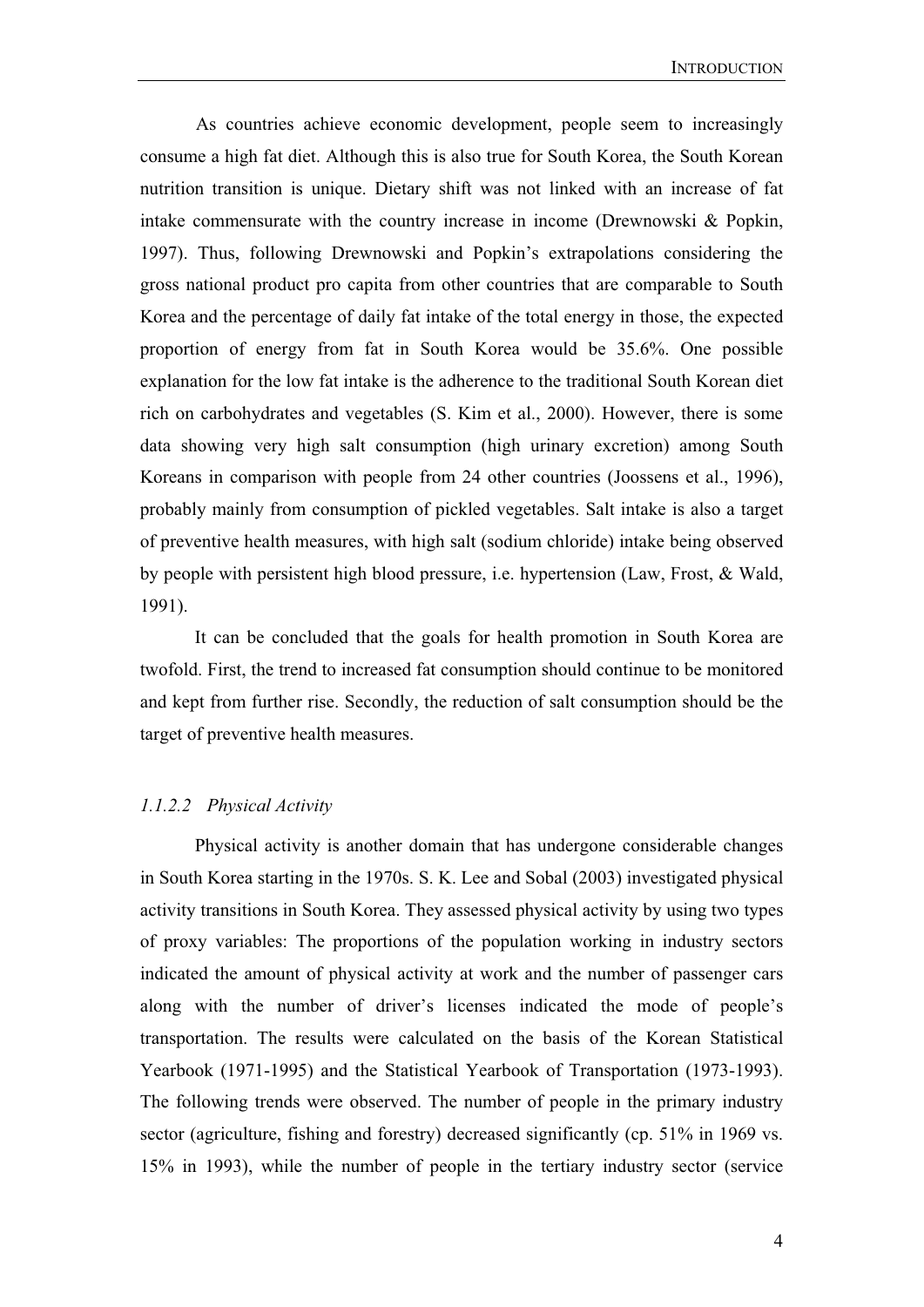As countries achieve economic development, people seem to increasingly consume a high fat diet. Although this is also true for South Korea, the South Korean nutrition transition is unique. Dietary shift was not linked with an increase of fat intake commensurate with the country increase in income (Drewnowski & Popkin, 1997). Thus, following Drewnowski and Popkin's extrapolations considering the gross national product pro capita from other countries that are comparable to South Korea and the percentage of daily fat intake of the total energy in those, the expected proportion of energy from fat in South Korea would be 35.6%. One possible explanation for the low fat intake is the adherence to the traditional South Korean diet rich on carbohydrates and vegetables (S. Kim et al., 2000). However, there is some data showing very high salt consumption (high urinary excretion) among South Koreans in comparison with people from 24 other countries (Joossens et al., 1996), probably mainly from consumption of pickled vegetables. Salt intake is also a target of preventive health measures, with high salt (sodium chloride) intake being observed by people with persistent high blood pressure, i.e. hypertension (Law, Frost, & Wald, 1991).

It can be concluded that the goals for health promotion in South Korea are twofold. First, the trend to increased fat consumption should continue to be monitored and kept from further rise. Secondly, the reduction of salt consumption should be the target of preventive health measures.

#### *1.1.2.2 Physical Activity*

Physical activity is another domain that has undergone considerable changes in South Korea starting in the 1970s. S. K. Lee and Sobal (2003) investigated physical activity transitions in South Korea. They assessed physical activity by using two types of proxy variables: The proportions of the population working in industry sectors indicated the amount of physical activity at work and the number of passenger cars along with the number of driver's licenses indicated the mode of people's transportation. The results were calculated on the basis of the Korean Statistical Yearbook (1971-1995) and the Statistical Yearbook of Transportation (1973-1993). The following trends were observed. The number of people in the primary industry sector (agriculture, fishing and forestry) decreased significantly (cp. 51% in 1969 vs. 15% in 1993), while the number of people in the tertiary industry sector (service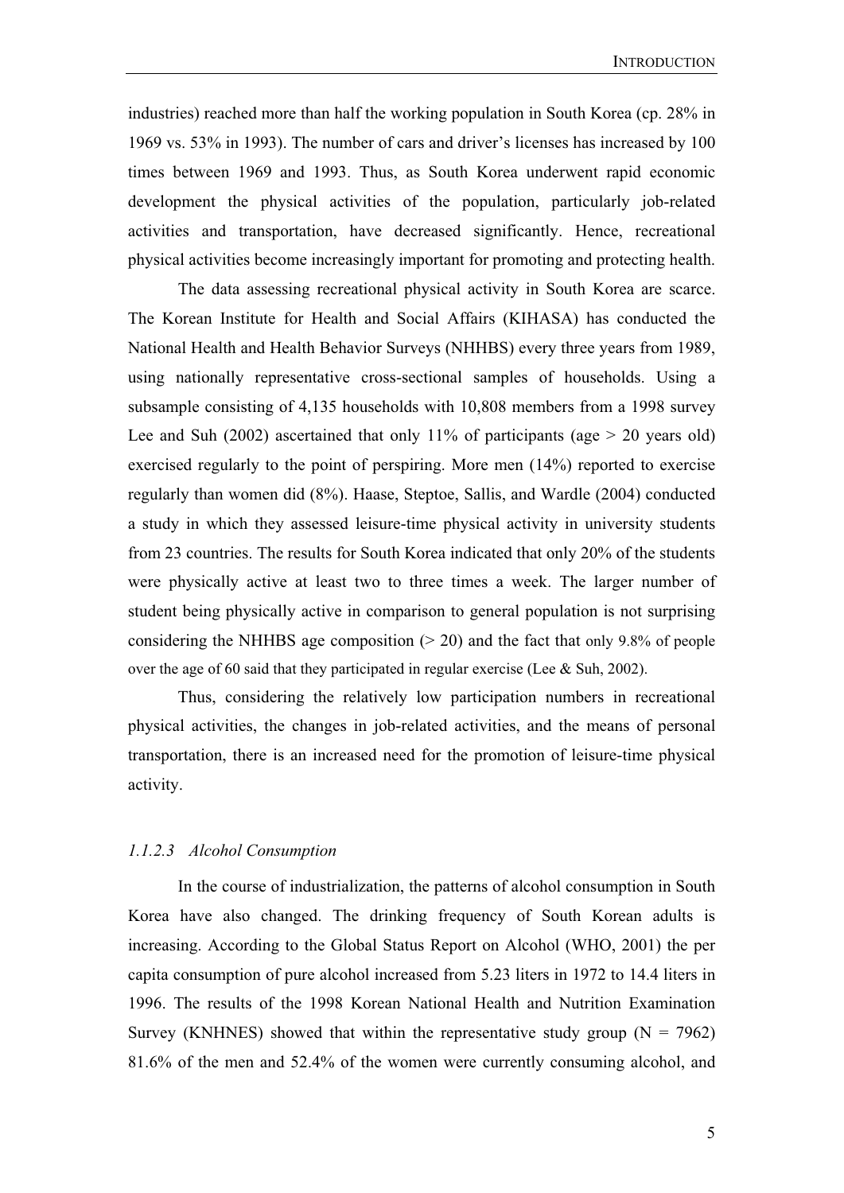industries) reached more than half the working population in South Korea (cp. 28% in 1969 vs. 53% in 1993). The number of cars and driver's licenses has increased by 100 times between 1969 and 1993. Thus, as South Korea underwent rapid economic development the physical activities of the population, particularly job-related activities and transportation, have decreased significantly. Hence, recreational physical activities become increasingly important for promoting and protecting health.

The data assessing recreational physical activity in South Korea are scarce. The Korean Institute for Health and Social Affairs (KIHASA) has conducted the National Health and Health Behavior Surveys (NHHBS) every three years from 1989, using nationally representative cross-sectional samples of households. Using a subsample consisting of 4,135 households with 10,808 members from a 1998 survey Lee and Suh (2002) ascertained that only 11% of participants (age > 20 years old) exercised regularly to the point of perspiring. More men (14%) reported to exercise regularly than women did (8%). Haase, Steptoe, Sallis, and Wardle (2004) conducted a study in which they assessed leisure-time physical activity in university students from 23 countries. The results for South Korea indicated that only 20% of the students were physically active at least two to three times a week. The larger number of student being physically active in comparison to general population is not surprising considering the NHHBS age composition (> 20) and the fact that only 9.8% of people over the age of 60 said that they participated in regular exercise (Lee & Suh, 2002).

Thus, considering the relatively low participation numbers in recreational physical activities, the changes in job-related activities, and the means of personal transportation, there is an increased need for the promotion of leisure-time physical activity.

#### *1.1.2.3 Alcohol Consumption*

In the course of industrialization, the patterns of alcohol consumption in South Korea have also changed. The drinking frequency of South Korean adults is increasing. According to the Global Status Report on Alcohol (WHO, 2001) the per capita consumption of pure alcohol increased from 5.23 liters in 1972 to 14.4 liters in 1996. The results of the 1998 Korean National Health and Nutrition Examination Survey (KNHNES) showed that within the representative study group (N = 7962) 81.6% of the men and 52.4% of the women were currently consuming alcohol, and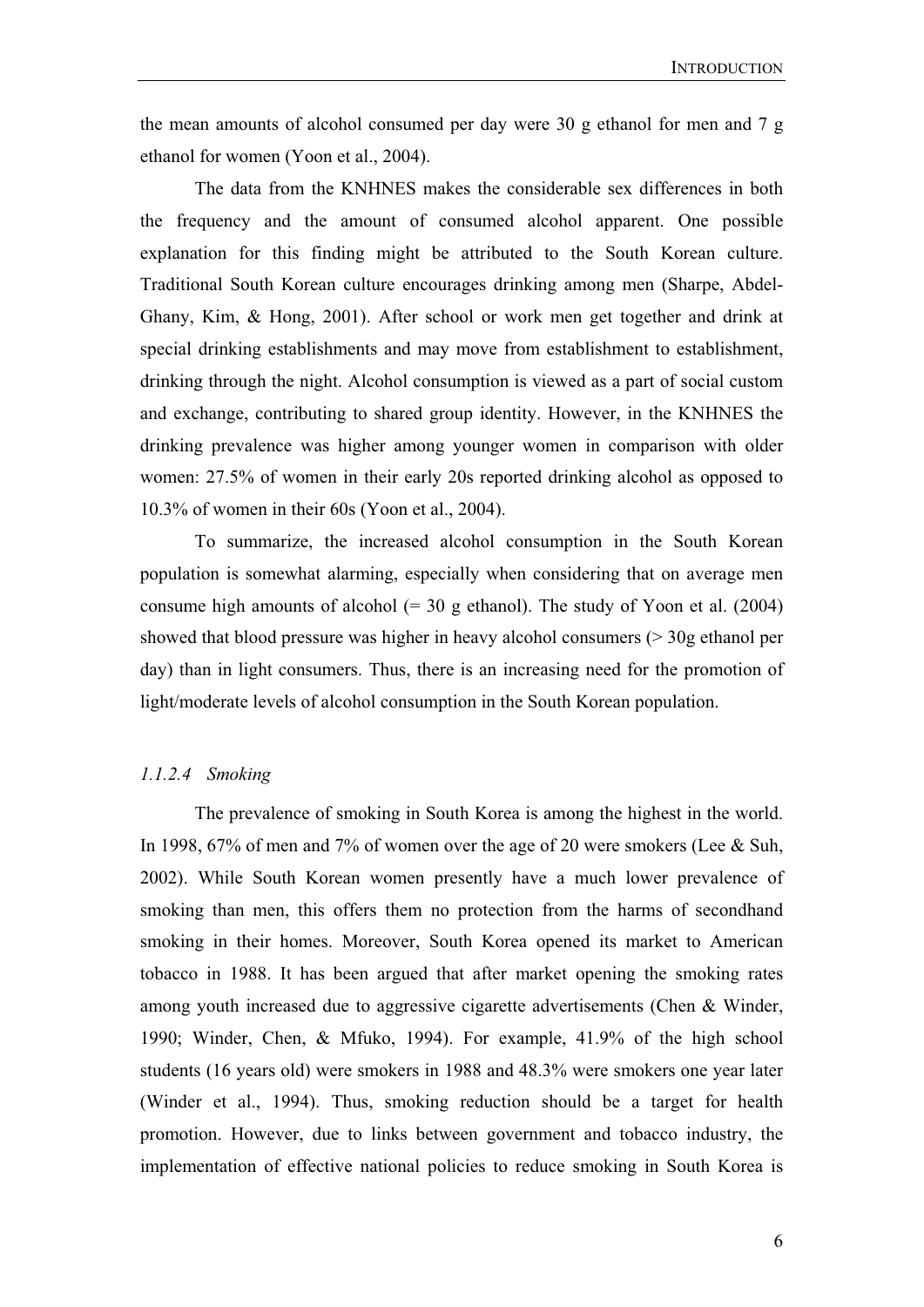the mean amounts of alcohol consumed per day were 30 g ethanol for men and 7 g ethanol for women (Yoon et al., 2004).

The data from the KNHNES makes the considerable sex differences in both the frequency and the amount of consumed alcohol apparent. One possible explanation for this finding might be attributed to the South Korean culture. Traditional South Korean culture encourages drinking among men (Sharpe, Abdel-Ghany, Kim, & Hong, 2001). After school or work men get together and drink at special drinking establishments and may move from establishment to establishment, drinking through the night. Alcohol consumption is viewed as a part of social custom and exchange, contributing to shared group identity. However, in the KNHNES the drinking prevalence was higher among younger women in comparison with older women: 27.5% of women in their early 20s reported drinking alcohol as opposed to 10.3% of women in their 60s (Yoon et al., 2004).

To summarize, the increased alcohol consumption in the South Korean population is somewhat alarming, especially when considering that on average men consume high amounts of alcohol (= 30 g ethanol). The study of Yoon et al. (2004) showed that blood pressure was higher in heavy alcohol consumers (> 30g ethanol per day) than in light consumers. Thus, there is an increasing need for the promotion of light/moderate levels of alcohol consumption in the South Korean population.

#### *1.1.2.4 Smoking*

The prevalence of smoking in South Korea is among the highest in the world. In 1998, 67% of men and 7% of women over the age of 20 were smokers (Lee & Suh, 2002). While South Korean women presently have a much lower prevalence of smoking than men, this offers them no protection from the harms of secondhand smoking in their homes. Moreover, South Korea opened its market to American tobacco in 1988. It has been argued that after market opening the smoking rates among youth increased due to aggressive cigarette advertisements (Chen & Winder, 1990; Winder, Chen, & Mfuko, 1994). For example, 41.9% of the high school students (16 years old) were smokers in 1988 and 48.3% were smokers one year later (Winder et al., 1994). Thus, smoking reduction should be a target for health promotion. However, due to links between government and tobacco industry, the implementation of effective national policies to reduce smoking in South Korea is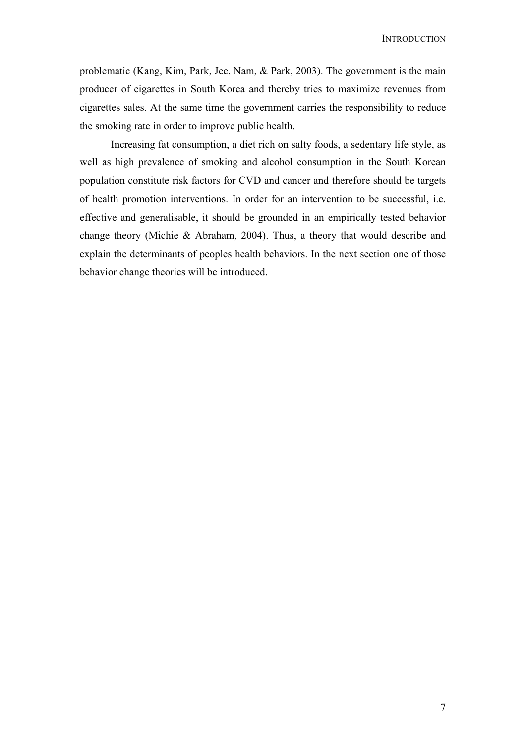problematic (Kang, Kim, Park, Jee, Nam, & Park, 2003). The government is the main producer of cigarettes in South Korea and thereby tries to maximize revenues from cigarettes sales. At the same time the government carries the responsibility to reduce the smoking rate in order to improve public health.

Increasing fat consumption, a diet rich on salty foods, a sedentary life style, as well as high prevalence of smoking and alcohol consumption in the South Korean population constitute risk factors for CVD and cancer and therefore should be targets of health promotion interventions. In order for an intervention to be successful, i.e. effective and generalisable, it should be grounded in an empirically tested behavior change theory (Michie & Abraham, 2004). Thus, a theory that would describe and explain the determinants of peoples health behaviors. In the next section one of those behavior change theories will be introduced.